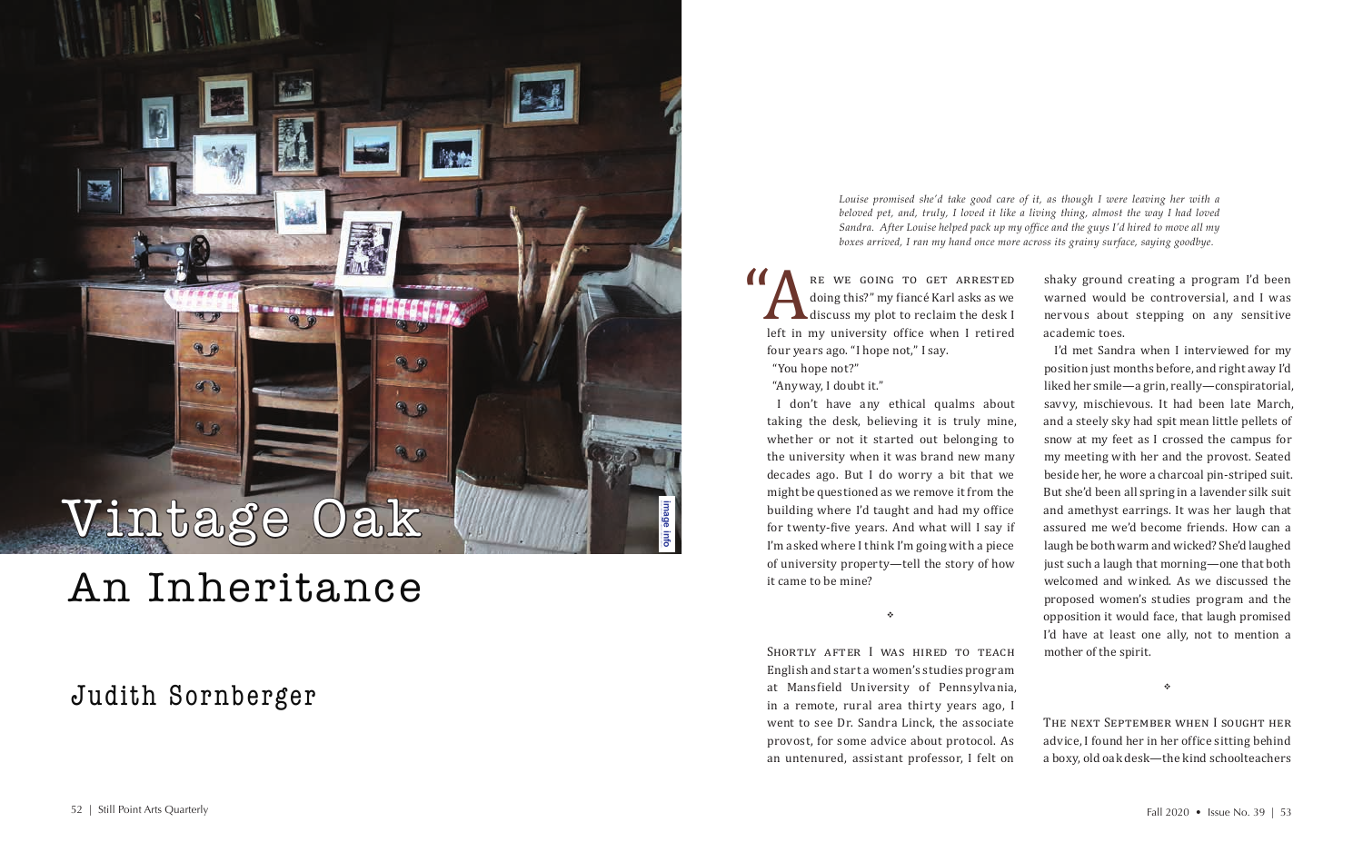# Vintage Oak

## An Inheritance

### Judith Sornberger

*Louise promised she'd take good care of it, as though I were leaving her with a beloved pet, and, truly, I loved it like a living thing, almost the way I had loved Sandra. After Louise helped pack up my office and the guys I'd hired to move all my boxes arrived, I ran my hand once more across its grainy surface, saying goodbye.*

"Are we going to get arrested doing this?" my fiancé Karl asks as we discuss my plot to reclaim the desk I left in my university office when I retired four years ago. "I hope not," I say.

"You hope not?"

"Anyway, I doubt it."

I don't have any ethical qualms about taking the desk, believing it is truly mine, whether or not it started out belonging to the university when it was brand new many decades ago. But I do worry a bit that we might be questioned as we remove it from the building where I'd taught and had my office for twenty-five years. And what will I say if I'm asked where I think I'm going with a piece of university property—tell the story of how it came to be mine?

❖

Shortly after I was hired to teach English and start a women's studies program at Mansfield University of Pennsylvania, in a remote, rural area thirty years ago, I went to see Dr. Sandra Linck, the associate provost, for some advice about protocol. As an untenured, assistant professor, I felt on shaky ground creating a program I'd been warned would be controversial, and I was nervous about stepping on any sensitive academic toes.

I'd met Sandra when I interviewed for my position just months before, and right away I'd liked her smile—a grin, really—conspiratorial, savvy, mischievous. It had been late March, and a steely sky had spit mean little pellets of snow at my feet as I crossed the campus for my meeting with her and the provost. Seated beside her, he wore a charcoal pin-striped suit. But she'd been all spring in a lavender silk suit and amethyst earrings. It was her laugh that assured me we'd become friends. How can a laugh be both warm and wicked? She'd laughed just such a laugh that morning—one that both welcomed and winked. As we discussed the proposed women's studies program and the opposition it would face, that laugh promised I'd have at least one ally, not to mention a mother of the spirit.

❖

The next September when I sought her advice, I found her in her office sitting behind a boxy, old oak desk—the kind schoolteachers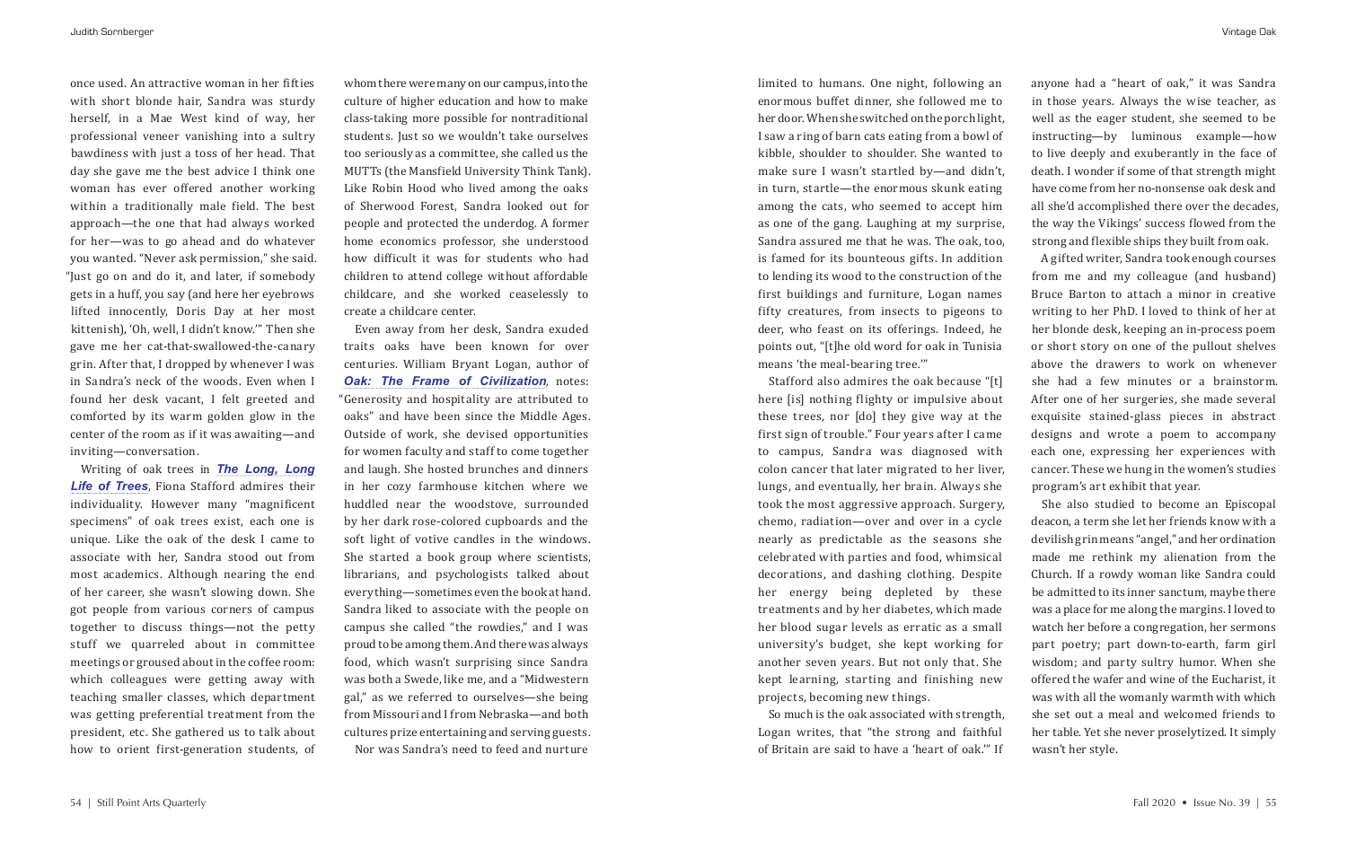once used. An attractive woman in her fifties with short blonde hair, Sandra was sturdy herself, in a Mae West kind of way, her professional veneer vanishing into a sultry bawdiness with just a toss of her head. That day she gave me the best advice I think one woman has ever offered another working within a traditionally male field. The best approach—the one that had always worked for her—was to go ahead and do whatever you wanted. "Never ask permission," she said. "Just go on and do it, and later, if somebody gets in a huff, you say (and here her eyebrows lifted innocently, Doris Day at her most kittenish), 'Oh, well, I didn't know.'" Then she gave me her cat-that-swallowed-the-canary grin. After that, I dropped by whenever I was in Sandra's neck of the woods. Even when I found her desk vacant, I felt greeted and comforted by its warm golden glow in the center of the room as if it was awaiting—and inviting—conversation.

Writing of oak trees in ***The Long, Long Life of Trees***, Fiona Stafford admires their individuality. However many "magnificent specimens" of oak trees exist, each one is unique. Like the oak of the desk I came to associate with her, Sandra stood out from most academics. Although nearing the end of her career, she wasn't slowing down. She got people from various corners of campus together to discuss things—not the petty stuff we quarreled about in committee meetings or groused about in the coffee room: which colleagues were getting away with teaching smaller classes, which department was getting preferential treatment from the president, etc. She gathered us to talk about how to orient first-generation students, of whom there were many on our campus, into the culture of higher education and how to make class-taking more possible for nontraditional students. Just so we wouldn't take ourselves too seriously as a committee, she called us the MUTTs (the Mansfield University Think Tank). Like Robin Hood who lived among the oaks of Sherwood Forest, Sandra looked out for people and protected the underdog. A former home economics professor, she understood how difficult it was for students who had children to attend college without affordable childcare, and she worked ceaselessly to create a childcare center.

Even away from her desk, Sandra exuded traits oaks have been known for over centuries. William Bryant Logan, author of ***Oak: The Frame of Civilization***, notes: "Generosity and hospitality are attributed to oaks" and have been since the Middle Ages. Outside of work, she devised opportunities for women faculty and staff to come together and laugh. She hosted brunches and dinners in her cozy farmhouse kitchen where we huddled near the woodstove, surrounded by her dark rose-colored cupboards and the soft light of votive candles in the windows. She started a book group where scientists, librarians, and psychologists talked about everything—sometimes even the book at hand. Sandra liked to associate with the people on campus she called "the rowdies," and I was proud to be among them. And there was always food, which wasn't surprising since Sandra was both a Swede, like me, and a "Midwestern gal," as we referred to ourselves—she being from Missouri and I from Nebraska—and both cultures prize entertaining and serving guests.

Nor was Sandra's need to feed and nurture limited to humans. One night, following an enormous buffet dinner, she followed me to her door. When she switched on the porch light, I saw a ring of barn cats eating from a bowl of kibble, shoulder to shoulder. She wanted to make sure I wasn't startled by—and didn't, in turn, startle—the enormous skunk eating among the cats, who seemed to accept him as one of the gang. Laughing at my surprise, Sandra assured me that he was. The oak, too, is famed for its bounteous gifts. In addition to lending its wood to the construction of the first buildings and furniture, Logan names fifty creatures, from insects to pigeons to deer, who feast on its offerings. Indeed, he points out, "[t]he old word for oak in Tunisia means 'the meal-bearing tree.'"

Stafford also admires the oak because "[t]here [is] nothing flighty or impulsive about these trees, nor [do] they give way at the first sign of trouble." Four years after I came to campus, Sandra was diagnosed with colon cancer that later migrated to her liver, lungs, and eventually, her brain. Always she took the most aggressive approach. Surgery, chemo, radiation—over and over in a cycle nearly as predictable as the seasons she celebrated with parties and food, whimsical decorations, and dashing clothing. Despite her energy being depleted by these treatments and by her diabetes, which made her blood sugar levels as erratic as a small university's budget, she kept working for another seven years. But not only that. She kept learning, starting and finishing new projects, becoming new things.

So much is the oak associated with strength, Logan writes, that "the strong and faithful of Britain are said to have a 'heart of oak.'" If anyone had a "heart of oak," it was Sandra in those years. Always the wise teacher, as well as the eager student, she seemed to be instructing—by luminous example—how to live deeply and exuberantly in the face of death. I wonder if some of that strength might have come from her no-nonsense oak desk and all she'd accomplished there over the decades, the way the Vikings' success flowed from the strong and flexible ships they built from oak.

A gifted writer, Sandra took enough courses from me and my colleague (and husband) Bruce Barton to attach a minor in creative writing to her PhD. I loved to think of her at her blonde desk, keeping an in-process poem or short story on one of the pullout shelves above the drawers to work on whenever she had a few minutes or a brainstorm. After one of her surgeries, she made several exquisite stained-glass pieces in abstract designs and wrote a poem to accompany each one, expressing her experiences with cancer. These we hung in the women's studies program's art exhibit that year.

She also studied to become an Episcopal deacon, a term she let her friends know with a devilish grin means "angel," and her ordination made me rethink my alienation from the Church. If a rowdy woman like Sandra could be admitted to its inner sanctum, maybe there was a place for me along the margins. I loved to watch her before a congregation, her sermons part poetry; part down-to-earth, farm girl wisdom; and party sultry humor. When she offered the wafer and wine of the Eucharist, it was with all the womanly warmth with which she set out a meal and welcomed friends to her table. Yet she never proselytized. It simply wasn't her style.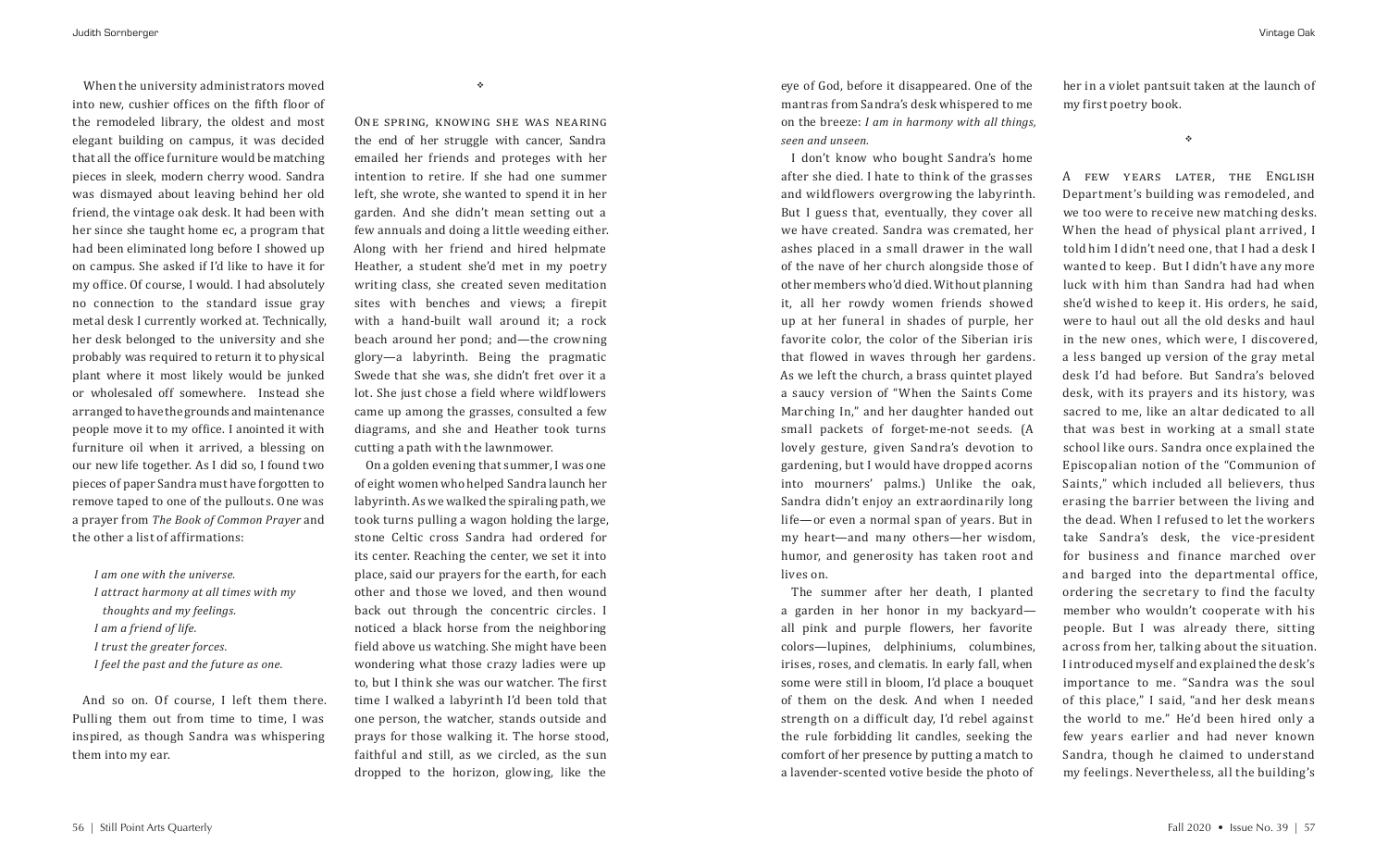When the university administrators moved into new, cushier offices on the fifth floor of the remodeled library, the oldest and most elegant building on campus, it was decided that all the office furniture would be matching pieces in sleek, modern cherry wood. Sandra was dismayed about leaving behind her old friend, the vintage oak desk. It had been with her since she taught home ec, a program that had been eliminated long before I showed up on campus. She asked if I'd like to have it for my office. Of course, I would. I had absolutely no connection to the standard issue gray metal desk I currently worked at. Technically, her desk belonged to the university and she probably was required to return it to physical plant where it most likely would be junked or wholesaled off somewhere. Instead she arranged to have the grounds and maintenance people move it to my office. I anointed it with furniture oil when it arrived, a blessing on our new life together. As I did so, I found two pieces of paper Sandra must have forgotten to remove taped to one of the pullouts. One was a prayer from *The Book of Common Prayer* and the other a list of affirmations:

> *I am one with the universe.*
> *I attract harmony at all times with my thoughts and my feelings.*
> *I am a friend of life.*
> *I trust the greater forces.*
> *I feel the past and the future as one.*

And so on. Of course, I left them there. Pulling them out from time to time, I was inspired, as though Sandra was whispering them into my ear.

❖

One spring, knowing she was nearing the end of her struggle with cancer, Sandra emailed her friends and proteges with her intention to retire. If she had one summer left, she wrote, she wanted to spend it in her garden. And she didn't mean setting out a few annuals and doing a little weeding either. Along with her friend and hired helpmate Heather, a student she'd met in my poetry writing class, she created seven meditation sites with benches and views; a firepit with a hand-built wall around it; a rock beach around her pond; and—the crowning glory—a labyrinth. Being the pragmatic Swede that she was, she didn't fret over it a lot. She just chose a field where wildflowers came up among the grasses, consulted a few diagrams, and she and Heather took turns cutting a path with the lawnmower.

On a golden evening that summer, I was one of eight women who helped Sandra launch her labyrinth. As we walked the spiraling path, we took turns pulling a wagon holding the large, stone Celtic cross Sandra had ordered for its center. Reaching the center, we set it into place, said our prayers for the earth, for each other and those we loved, and then wound back out through the concentric circles. I noticed a black horse from the neighboring field above us watching. She might have been wondering what those crazy ladies were up to, but I think she was our watcher. The first time I walked a labyrinth I'd been told that one person, the watcher, stands outside and prays for those walking it. The horse stood, faithful and still, as we circled, as the sun dropped to the horizon, glowing, like the eye of God, before it disappeared. One of the mantras from Sandra's desk whispered to me on the breeze: *I am in harmony with all things, seen and unseen.*

I don't know who bought Sandra's home after she died. I hate to think of the grasses and wildflowers overgrowing the labyrinth. But I guess that, eventually, they cover all we have created. Sandra was cremated, her ashes placed in a small drawer in the wall of the nave of her church alongside those of other members who'd died. Without planning it, all her rowdy women friends showed up at her funeral in shades of purple, her favorite color, the color of the Siberian iris that flowed in waves through her gardens. As we left the church, a brass quintet played a saucy version of "When the Saints Come Marching In," and her daughter handed out small packets of forget-me-not seeds. (A lovely gesture, given Sandra's devotion to gardening, but I would have dropped acorns into mourners' palms.) Unlike the oak, Sandra didn't enjoy an extraordinarily long life—or even a normal span of years. But in my heart—and many others—her wisdom, humor, and generosity has taken root and lives on.

The summer after her death, I planted a garden in her honor in my backyard—all pink and purple flowers, her favorite colors—lupines, delphiniums, columbines, irises, roses, and clematis. In early fall, when some were still in bloom, I'd place a bouquet of them on the desk. And when I needed strength on a difficult day, I'd rebel against the rule forbidding lit candles, seeking the comfort of her presence by putting a match to a lavender-scented votive beside the photo of her in a violet pantsuit taken at the launch of my first poetry book.

❖

A few years later, the English Department's building was remodeled, and we too were to receive new matching desks. When the head of physical plant arrived, I told him I didn't need one, that I had a desk I wanted to keep. But I didn't have any more luck with him than Sandra had had when she'd wished to keep it. His orders, he said, were to haul out all the old desks and haul in the new ones, which were, I discovered, a less banged up version of the gray metal desk I'd had before. But Sandra's beloved desk, with its prayers and its history, was sacred to me, like an altar dedicated to all that was best in working at a small state school like ours. Sandra once explained the Episcopalian notion of the "Communion of Saints," which included all believers, thus erasing the barrier between the living and the dead. When I refused to let the workers take Sandra's desk, the vice-president for business and finance marched over and barged into the departmental office, ordering the secretary to find the faculty member who wouldn't cooperate with his people. But I was already there, sitting across from her, talking about the situation. I introduced myself and explained the desk's importance to me. "Sandra was the soul of this place," I said, "and her desk means the world to me." He'd been hired only a few years earlier and had never known Sandra, though he claimed to understand my feelings. Nevertheless, all the building's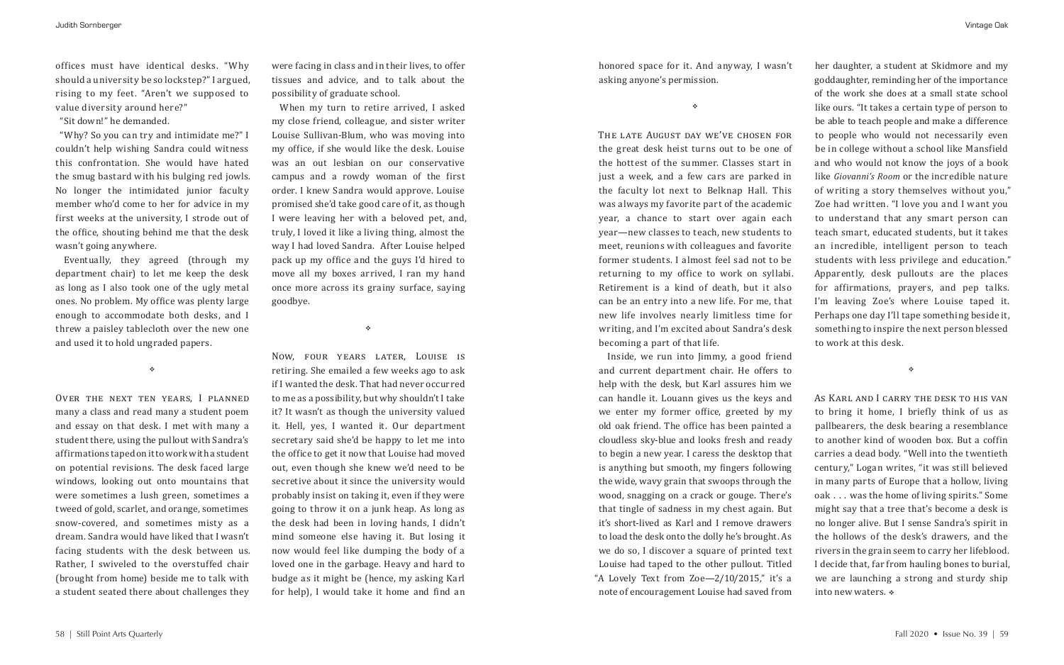offices must have identical desks. "Why should a university be so lockstep?" I argued, rising to my feet. "Aren't we supposed to value diversity around here?"

"Sit down!" he demanded.

"Why? So you can try and intimidate me?" I couldn't help wishing Sandra could witness this confrontation. She would have hated the smug bastard with his bulging red jowls. No longer the intimidated junior faculty member who'd come to her for advice in my first weeks at the university, I strode out of the office, shouting behind me that the desk wasn't going anywhere.

Eventually, they agreed (through my department chair) to let me keep the desk as long as I also took one of the ugly metal ones. No problem. My office was plenty large enough to accommodate both desks, and I threw a paisley tablecloth over the new one and used it to hold ungraded papers.

❖

Over the next ten years, I planned many a class and read many a student poem and essay on that desk. I met with many a student there, using the pullout with Sandra's affirmations taped on it to work with a student on potential revisions. The desk faced large windows, looking out onto mountains that were sometimes a lush green, sometimes a tweed of gold, scarlet, and orange, sometimes snow-covered, and sometimes misty as a dream. Sandra would have liked that I wasn't facing students with the desk between us. Rather, I swiveled to the overstuffed chair (brought from home) beside me to talk with a student seated there about challenges they were facing in class and in their lives, to offer tissues and advice, and to talk about the possibility of graduate school.

When my turn to retire arrived, I asked my close friend, colleague, and sister writer Louise Sullivan-Blum, who was moving into my office, if she would like the desk. Louise was an out lesbian on our conservative campus and a rowdy woman of the first order. I knew Sandra would approve. Louise promised she'd take good care of it, as though I were leaving her with a beloved pet, and, truly, I loved it like a living thing, almost the way I had loved Sandra. After Louise helped pack up my office and the guys I'd hired to move all my boxes arrived, I ran my hand once more across its grainy surface, saying goodbye.

❖

Now, four years later, Louise is retiring. She emailed a few weeks ago to ask if I wanted the desk. That had never occurred to me as a possibility, but why shouldn't I take it? It wasn't as though the university valued it. Hell, yes, I wanted it. Our department secretary said she'd be happy to let me into the office to get it now that Louise had moved out, even though she knew we'd need to be secretive about it since the university would probably insist on taking it, even if they were going to throw it on a junk heap. As long as the desk had been in loving hands, I didn't mind someone else having it. But losing it now would feel like dumping the body of a loved one in the garbage. Heavy and hard to budge as it might be (hence, my asking Karl for help), I would take it home and find an honored space for it. And anyway, I wasn't asking anyone's permission.

❖

The late August day we've chosen for the great desk heist turns out to be one of the hottest of the summer. Classes start in just a week, and a few cars are parked in the faculty lot next to Belknap Hall. This was always my favorite part of the academic year, a chance to start over again each year—new classes to teach, new students to meet, reunions with colleagues and favorite former students. I almost feel sad not to be returning to my office to work on syllabi. Retirement is a kind of death, but it also can be an entry into a new life. For me, that new life involves nearly limitless time for writing, and I'm excited about Sandra's desk becoming a part of that life.

Inside, we run into Jimmy, a good friend and current department chair. He offers to help with the desk, but Karl assures him we can handle it. Louann gives us the keys and we enter my former office, greeted by my old oak friend. The office has been painted a cloudless sky-blue and looks fresh and ready to begin a new year. I caress the desktop that is anything but smooth, my fingers following the wide, wavy grain that swoops through the wood, snagging on a crack or gouge. There's that tingle of sadness in my chest again. But it's short-lived as Karl and I remove drawers to load the desk onto the dolly he's brought. As we do so, I discover a square of printed text Louise had taped to the other pullout. Titled "A Lovely Text from Zoe—2/10/2015," it's a note of encouragement Louise had saved from her daughter, a student at Skidmore and my goddaughter, reminding her of the importance of the work she does at a small state school like ours. "It takes a certain type of person to be able to teach people and make a difference to people who would not necessarily even be in college without a school like Mansfield and who would not know the joys of a book like *Giovanni's Room* or the incredible nature of writing a story themselves without you," Zoe had written. "I love you and I want you to understand that any smart person can teach smart, educated students, but it takes an incredible, intelligent person to teach students with less privilege and education." Apparently, desk pullouts are the places for affirmations, prayers, and pep talks. I'm leaving Zoe's where Louise taped it. Perhaps one day I'll tape something beside it, something to inspire the next person blessed to work at this desk.

❖

As Karl and I carry the desk to his van to bring it home, I briefly think of us as pallbearers, the desk bearing a resemblance to another kind of wooden box. But a coffin carries a dead body. "Well into the twentieth century," Logan writes, "it was still believed in many parts of Europe that a hollow, living oak . . . was the home of living spirits." Some might say that a tree that's become a desk is no longer alive. But I sense Sandra's spirit in the hollows of the desk's drawers, and the rivers in the grain seem to carry her lifeblood. I decide that, far from hauling bones to burial, we are launching a strong and sturdy ship into new waters. ❖